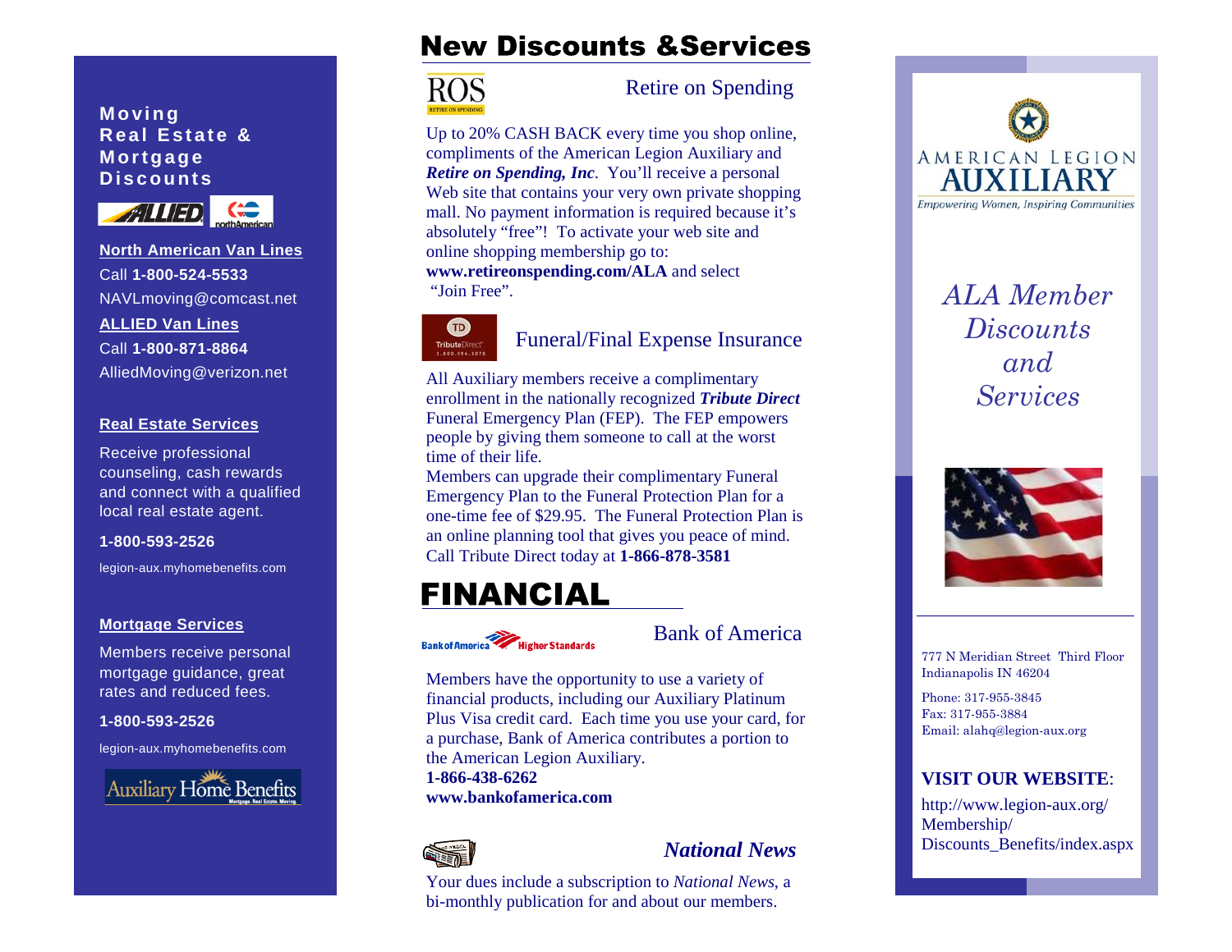## Moving Real Estate & Mortgage Discounts

**North American Van Lines**

Call **1-800-524-5533**

NAVLmoving@comcast.net

**ALLIED Van Lines**

Call **1-800-871-8864**

AlliedMoving@verizon.net

**Real Estate Services**

Receive professional counseling, cash rewards and connect with a qualified local real estate agent.

**1-800-593-2526**

legion-aux.myhomebenefits.com

**Mortgage Services**

Members receive personal mortgage guidance, great rates and reduced fees.

**1-800-593-2526**

legion-aux.myhomebenefits.com

Auxiliary Home Benefits

# New Discounts &Services

### Retire on Spending

Up to 20% CASH BACK every time you shop online, compliments of the American Legion Auxiliary and ***Retire on Spending, Inc***. You'll receive a personal Web site that contains your very own private shopping mall. No payment information is required because it's absolutely "free"! To activate your web site and online shopping membership go to: **www.retireonspending.com/ALA** and select "Join Free".

### Funeral/Final Expense Insurance

All Auxiliary members receive a complimentary enrollment in the nationally recognized ***Tribute Direct*** Funeral Emergency Plan (FEP). The FEP empowers people by giving them someone to call at the worst time of their life.

Members can upgrade their complimentary Funeral Emergency Plan to the Funeral Protection Plan for a one-time fee of $29.95. The Funeral Protection Plan is an online planning tool that gives you peace of mind. Call Tribute Direct today at **1-866-878-3581**

# FINANCIAL

### Bank of America

Members have the opportunity to use a variety of financial products, including our Auxiliary Platinum Plus Visa credit card. Each time you use your card, for a purchase, Bank of America contributes a portion to the American Legion Auxiliary.

**1-866-438-6262**

**www.bankofamerica.com**

### *National News*

Your dues include a subscription to *National News*, a bi-monthly publication for and about our members.

AMERICAN LEGION AUXILIARY

Empowering Women, Inspiring Communities

# *ALA Member Discounts and Services*

777 N Meridian Street Third Floor
Indianapolis IN 46204

Phone: 317-955-3845
Fax: 317-955-3884
Email: alahq@legion-aux.org

**VISIT OUR WEBSITE**:

http://www.legion-aux.org/Membership/Discounts_Benefits/index.aspx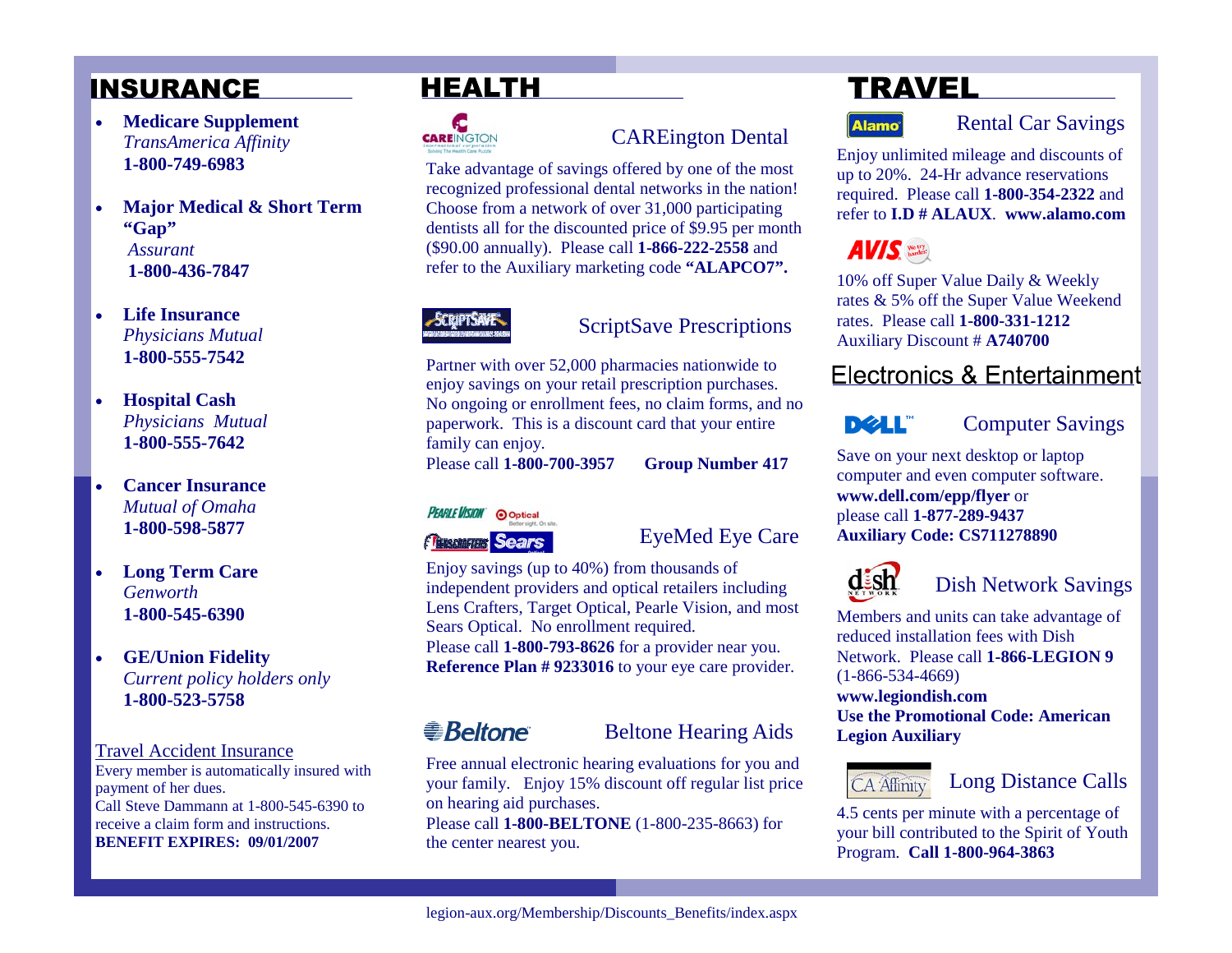# INSURANCE

- **Medicare Supplement**
  *TransAmerica Affinity*
  **1-800-749-6983**

- **Major Medical & Short Term "Gap"**
  *Assurant*
  **1-800-436-7847**

- **Life Insurance**
  *Physicians Mutual*
  **1-800-555-7542**

- **Hospital Cash**
  *Physicians Mutual*
  **1-800-555-7642**

- **Cancer Insurance**
  *Mutual of Omaha*
  **1-800-598-5877**

- **Long Term Care**
  *Genworth*
  **1-800-545-6390**

- **GE/Union Fidelity**
  *Current policy holders only*
  **1-800-523-5758**

Travel Accident Insurance

Every member is automatically insured with payment of her dues.
Call Steve Dammann at 1-800-545-6390 to receive a claim form and instructions.
**BENEFIT EXPIRES: 09/01/2007**

# HEALTH

### CAREington Dental

Take advantage of savings offered by one of the most recognized professional dental networks in the nation! Choose from a network of over 31,000 participating dentists all for the discounted price of $9.95 per month ($90.00 annually). Please call **1-866-222-2558** and refer to the Auxiliary marketing code **"ALAPCO7".**

### ScriptSave Prescriptions

Partner with over 52,000 pharmacies nationwide to enjoy savings on your retail prescription purchases. No ongoing or enrollment fees, no claim forms, and no paperwork. This is a discount card that your entire family can enjoy.
Please call **1-800-700-3957** **Group Number 417**

### EyeMed Eye Care

Enjoy savings (up to 40%) from thousands of independent providers and optical retailers including Lens Crafters, Target Optical, Pearle Vision, and most Sears Optical. No enrollment required.
Please call **1-800-793-8626** for a provider near you. **Reference Plan # 9233016** to your eye care provider.

### Beltone Hearing Aids

Free annual electronic hearing evaluations for you and your family. Enjoy 15% discount off regular list price on hearing aid purchases.
Please call **1-800-BELTONE** (1-800-235-8663) for the center nearest you.

# TRAVEL

### Rental Car Savings

Enjoy unlimited mileage and discounts of up to 20%. 24-Hr advance reservations required. Please call **1-800-354-2322** and refer to **I.D # ALAUX**. **www.alamo.com**

### AVIS

10% off Super Value Daily & Weekly rates & 5% off the Super Value Weekend rates. Please call **1-800-331-1212** Auxiliary Discount # **A740700**

## Electronics & Entertainment

### Computer Savings

Save on your next desktop or laptop computer and even computer software. **www.dell.com/epp/flyer** or please call **1-877-289-9437**
**Auxiliary Code: CS711278890**

### Dish Network Savings

Members and units can take advantage of reduced installation fees with Dish Network. Please call **1-866-LEGION 9** (1-866-534-4669)
**www.legiondish.com**
**Use the Promotional Code: American Legion Auxiliary**

### Long Distance Calls

4.5 cents per minute with a percentage of your bill contributed to the Spirit of Youth Program. **Call 1-800-964-3863**

legion-aux.org/Membership/Discounts_Benefits/index.aspx